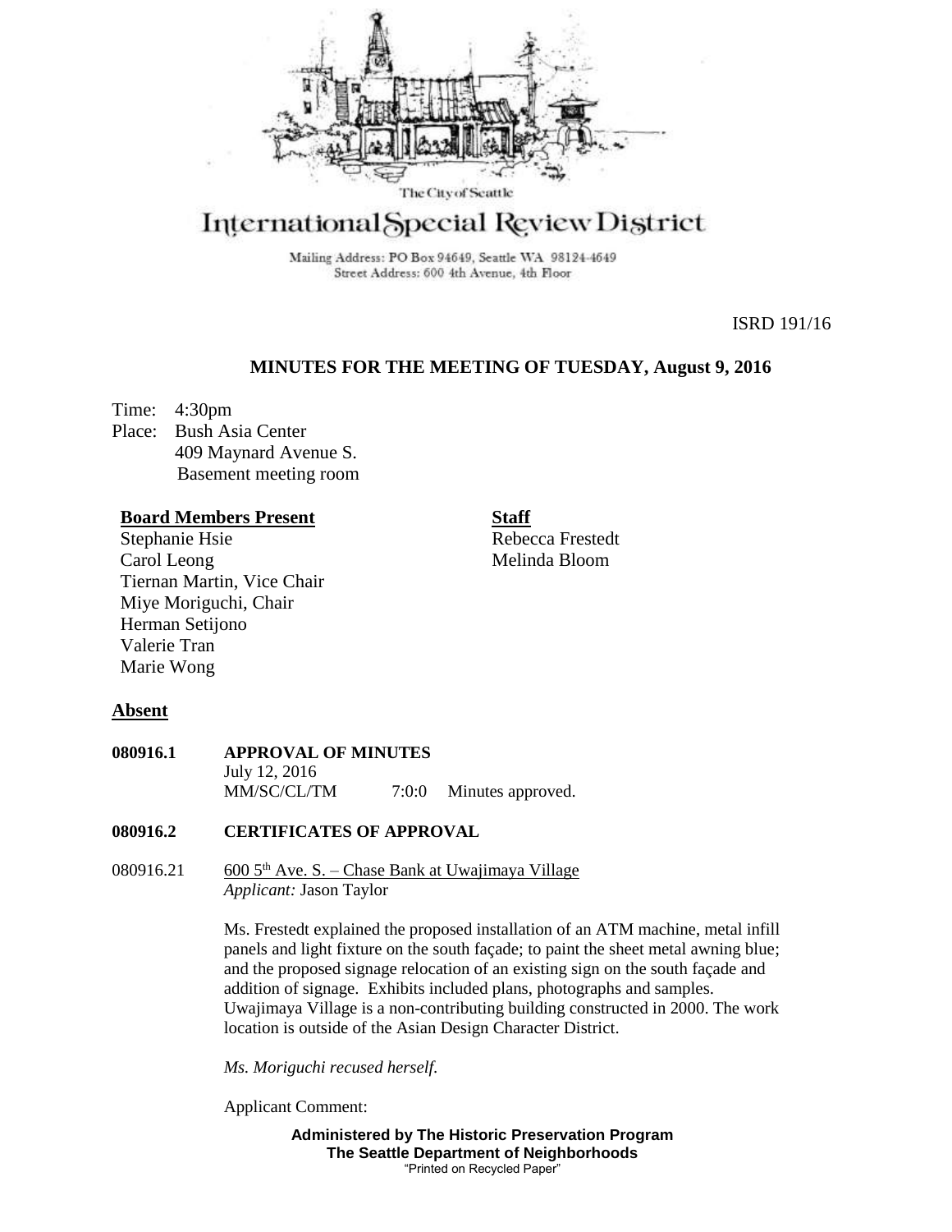The City of Seattle

# International Special Review District

Mailing Address: PO Box 94649, Seattle WA 98124-4649
Street Address: 600 4th Avenue, 4th Floor

ISRD 191/16

## MINUTES FOR THE MEETING OF TUESDAY, August 9, 2016

Time: 4:30pm
Place: Bush Asia Center
409 Maynard Avenue S.
Basement meeting room

**Board Members Present**
Stephanie Hsie
Carol Leong
Tiernan Martin, Vice Chair
Miye Moriguchi, Chair
Herman Setijono
Valerie Tran
Marie Wong

**Staff**
Rebecca Frestedt
Melinda Bloom

**Absent**

**080916.1 APPROVAL OF MINUTES**
July 12, 2016
MM/SC/CL/TM 7:0:0 Minutes approved.

**080916.2 CERTIFICATES OF APPROVAL**

080916.21 600 5th Ave. S. – Chase Bank at Uwajimaya Village
*Applicant:* Jason Taylor

Ms. Frestedt explained the proposed installation of an ATM machine, metal infill panels and light fixture on the south façade; to paint the sheet metal awning blue; and the proposed signage relocation of an existing sign on the south façade and addition of signage. Exhibits included plans, photographs and samples. Uwajimaya Village is a non-contributing building constructed in 2000. The work location is outside of the Asian Design Character District.

*Ms. Moriguchi recused herself.*

Applicant Comment:

**Administered by The Historic Preservation Program**
**The Seattle Department of Neighborhoods**
"Printed on Recycled Paper"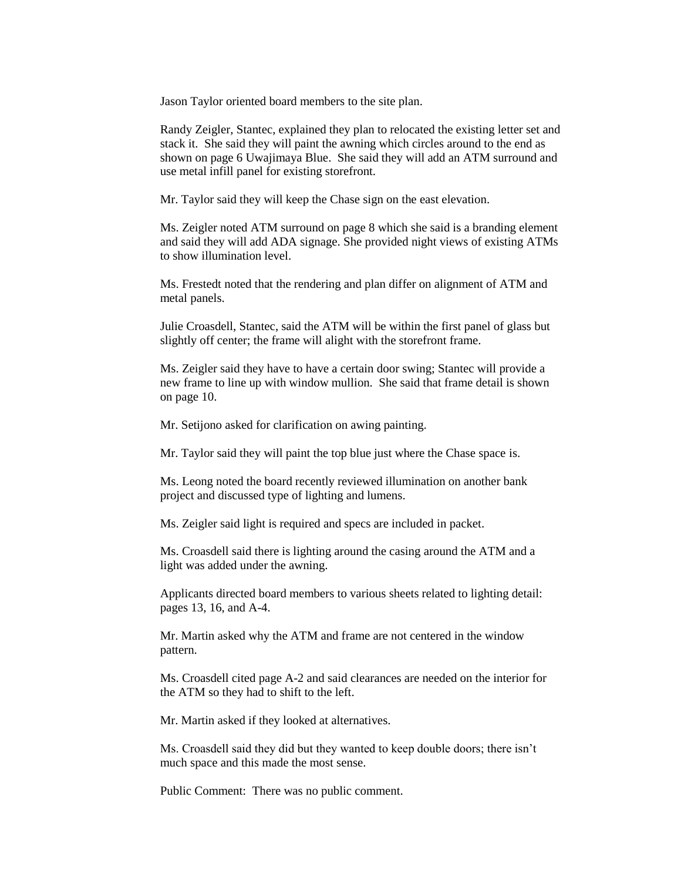Jason Taylor oriented board members to the site plan.

Randy Zeigler, Stantec, explained they plan to relocated the existing letter set and stack it. She said they will paint the awning which circles around to the end as shown on page 6 Uwajimaya Blue. She said they will add an ATM surround and use metal infill panel for existing storefront.

Mr. Taylor said they will keep the Chase sign on the east elevation.

Ms. Zeigler noted ATM surround on page 8 which she said is a branding element and said they will add ADA signage. She provided night views of existing ATMs to show illumination level.

Ms. Frestedt noted that the rendering and plan differ on alignment of ATM and metal panels.

Julie Croasdell, Stantec, said the ATM will be within the first panel of glass but slightly off center; the frame will alight with the storefront frame.

Ms. Zeigler said they have to have a certain door swing; Stantec will provide a new frame to line up with window mullion. She said that frame detail is shown on page 10.

Mr. Setijono asked for clarification on awing painting.

Mr. Taylor said they will paint the top blue just where the Chase space is.

Ms. Leong noted the board recently reviewed illumination on another bank project and discussed type of lighting and lumens.

Ms. Zeigler said light is required and specs are included in packet.

Ms. Croasdell said there is lighting around the casing around the ATM and a light was added under the awning.

Applicants directed board members to various sheets related to lighting detail: pages 13, 16, and A-4.

Mr. Martin asked why the ATM and frame are not centered in the window pattern.

Ms. Croasdell cited page A-2 and said clearances are needed on the interior for the ATM so they had to shift to the left.

Mr. Martin asked if they looked at alternatives.

Ms. Croasdell said they did but they wanted to keep double doors; there isn't much space and this made the most sense.

Public Comment: There was no public comment.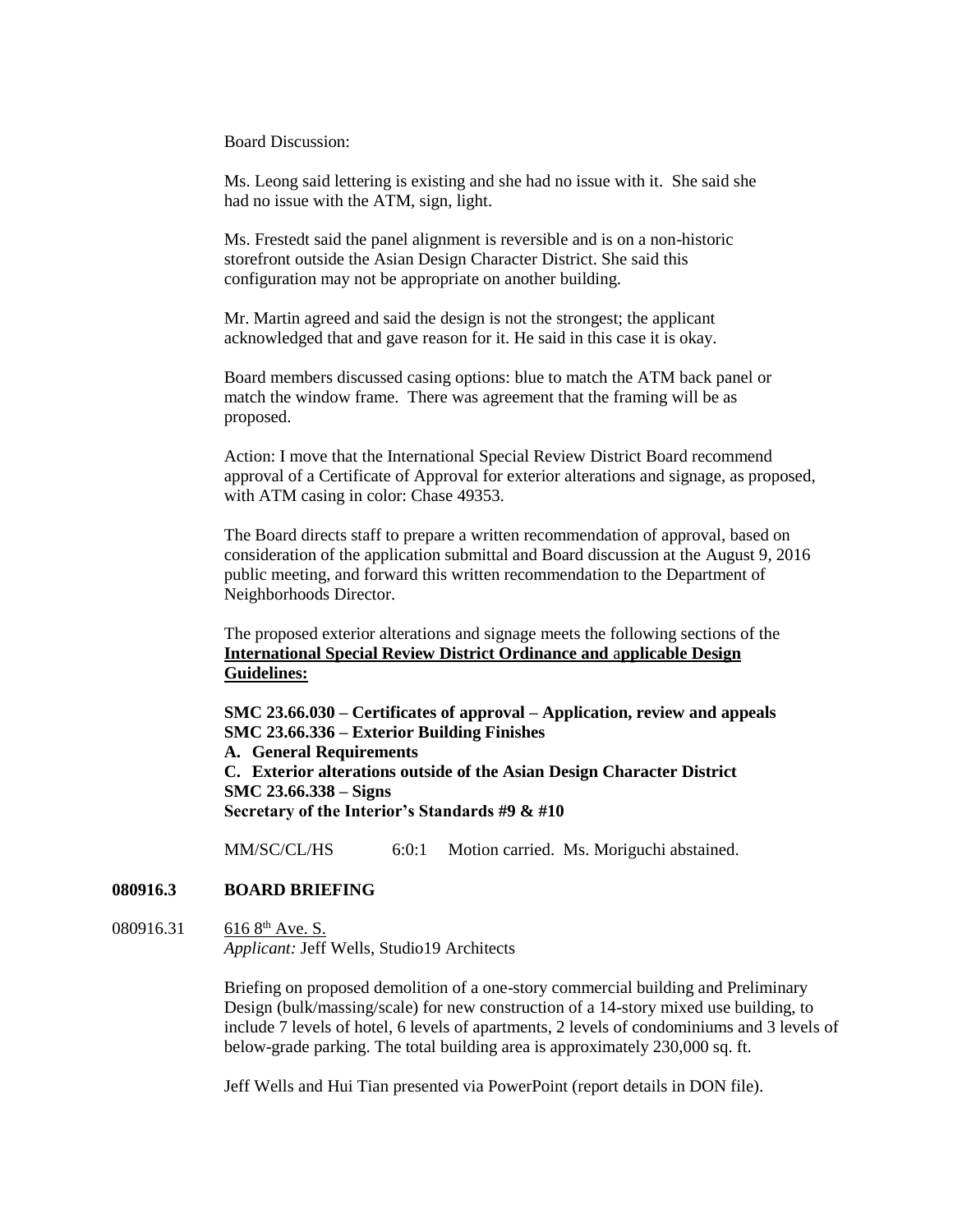Board Discussion:

Ms. Leong said lettering is existing and she had no issue with it. She said she had no issue with the ATM, sign, light.

Ms. Frestedt said the panel alignment is reversible and is on a non-historic storefront outside the Asian Design Character District. She said this configuration may not be appropriate on another building.

Mr. Martin agreed and said the design is not the strongest; the applicant acknowledged that and gave reason for it. He said in this case it is okay.

Board members discussed casing options: blue to match the ATM back panel or match the window frame. There was agreement that the framing will be as proposed.

Action: I move that the International Special Review District Board recommend approval of a Certificate of Approval for exterior alterations and signage, as proposed, with ATM casing in color: Chase 49353.

The Board directs staff to prepare a written recommendation of approval, based on consideration of the application submittal and Board discussion at the August 9, 2016 public meeting, and forward this written recommendation to the Department of Neighborhoods Director.

The proposed exterior alterations and signage meets the following sections of the **International Special Review District Ordinance and applicable Design Guidelines:**

**SMC 23.66.030 – Certificates of approval – Application, review and appeals**
**SMC 23.66.336 – Exterior Building Finishes**
**A. General Requirements**
**C. Exterior alterations outside of the Asian Design Character District**
**SMC 23.66.338 – Signs**
**Secretary of the Interior's Standards #9 & #10**

MM/SC/CL/HS 6:0:1 Motion carried. Ms. Moriguchi abstained.

**080916.3 BOARD BRIEFING**

080916.31 616 8th Ave. S.
*Applicant:* Jeff Wells, Studio19 Architects

Briefing on proposed demolition of a one-story commercial building and Preliminary Design (bulk/massing/scale) for new construction of a 14-story mixed use building, to include 7 levels of hotel, 6 levels of apartments, 2 levels of condominiums and 3 levels of below-grade parking. The total building area is approximately 230,000 sq. ft.

Jeff Wells and Hui Tian presented via PowerPoint (report details in DON file).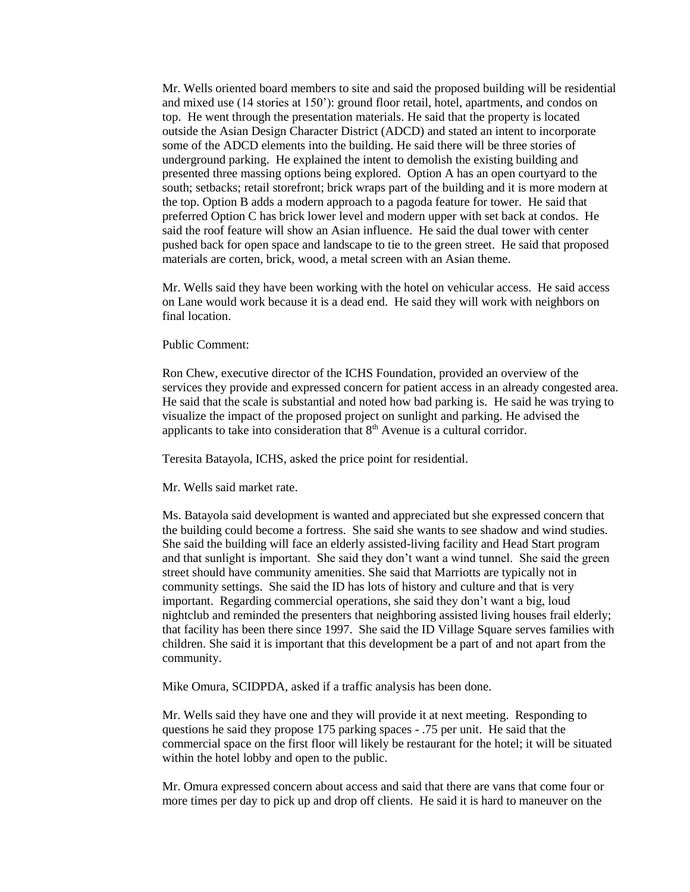Mr. Wells oriented board members to site and said the proposed building will be residential and mixed use (14 stories at 150'): ground floor retail, hotel, apartments, and condos on top. He went through the presentation materials. He said that the property is located outside the Asian Design Character District (ADCD) and stated an intent to incorporate some of the ADCD elements into the building. He said there will be three stories of underground parking. He explained the intent to demolish the existing building and presented three massing options being explored. Option A has an open courtyard to the south; setbacks; retail storefront; brick wraps part of the building and it is more modern at the top. Option B adds a modern approach to a pagoda feature for tower. He said that preferred Option C has brick lower level and modern upper with set back at condos. He said the roof feature will show an Asian influence. He said the dual tower with center pushed back for open space and landscape to tie to the green street. He said that proposed materials are corten, brick, wood, a metal screen with an Asian theme.

Mr. Wells said they have been working with the hotel on vehicular access. He said access on Lane would work because it is a dead end. He said they will work with neighbors on final location.

Public Comment:

Ron Chew, executive director of the ICHS Foundation, provided an overview of the services they provide and expressed concern for patient access in an already congested area. He said that the scale is substantial and noted how bad parking is. He said he was trying to visualize the impact of the proposed project on sunlight and parking. He advised the applicants to take into consideration that 8th Avenue is a cultural corridor.

Teresita Batayola, ICHS, asked the price point for residential.

Mr. Wells said market rate.

Ms. Batayola said development is wanted and appreciated but she expressed concern that the building could become a fortress. She said she wants to see shadow and wind studies. She said the building will face an elderly assisted-living facility and Head Start program and that sunlight is important. She said they don't want a wind tunnel. She said the green street should have community amenities. She said that Marriotts are typically not in community settings. She said the ID has lots of history and culture and that is very important. Regarding commercial operations, she said they don't want a big, loud nightclub and reminded the presenters that neighboring assisted living houses frail elderly; that facility has been there since 1997. She said the ID Village Square serves families with children. She said it is important that this development be a part of and not apart from the community.

Mike Omura, SCIDPDA, asked if a traffic analysis has been done.

Mr. Wells said they have one and they will provide it at next meeting. Responding to questions he said they propose 175 parking spaces - .75 per unit. He said that the commercial space on the first floor will likely be restaurant for the hotel; it will be situated within the hotel lobby and open to the public.

Mr. Omura expressed concern about access and said that there are vans that come four or more times per day to pick up and drop off clients. He said it is hard to maneuver on the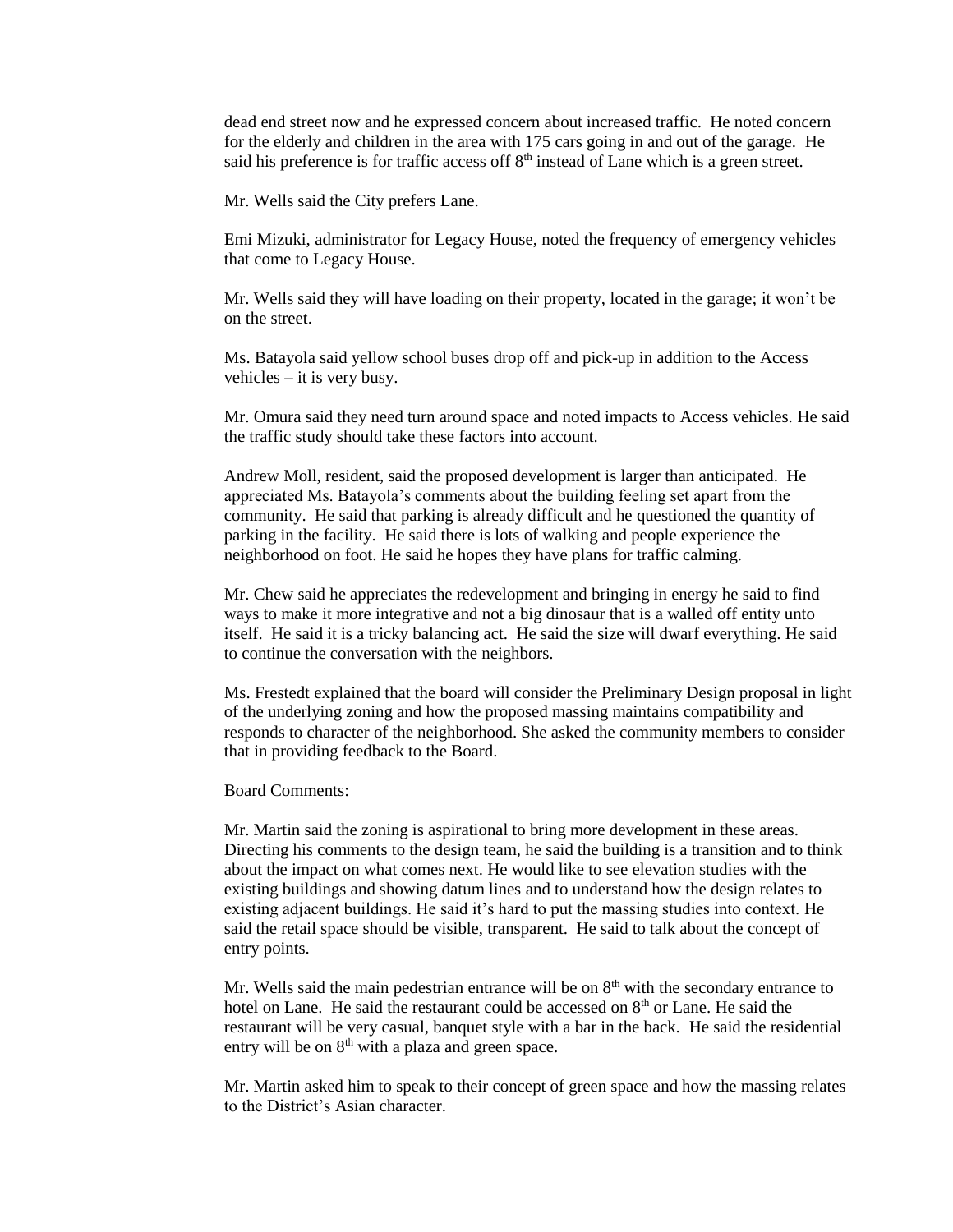dead end street now and he expressed concern about increased traffic. He noted concern for the elderly and children in the area with 175 cars going in and out of the garage. He said his preference is for traffic access off 8th instead of Lane which is a green street.

Mr. Wells said the City prefers Lane.

Emi Mizuki, administrator for Legacy House, noted the frequency of emergency vehicles that come to Legacy House.

Mr. Wells said they will have loading on their property, located in the garage; it won't be on the street.

Ms. Batayola said yellow school buses drop off and pick-up in addition to the Access vehicles – it is very busy.

Mr. Omura said they need turn around space and noted impacts to Access vehicles. He said the traffic study should take these factors into account.

Andrew Moll, resident, said the proposed development is larger than anticipated. He appreciated Ms. Batayola's comments about the building feeling set apart from the community. He said that parking is already difficult and he questioned the quantity of parking in the facility. He said there is lots of walking and people experience the neighborhood on foot. He said he hopes they have plans for traffic calming.

Mr. Chew said he appreciates the redevelopment and bringing in energy he said to find ways to make it more integrative and not a big dinosaur that is a walled off entity unto itself. He said it is a tricky balancing act. He said the size will dwarf everything. He said to continue the conversation with the neighbors.

Ms. Frestedt explained that the board will consider the Preliminary Design proposal in light of the underlying zoning and how the proposed massing maintains compatibility and responds to character of the neighborhood. She asked the community members to consider that in providing feedback to the Board.

Board Comments:

Mr. Martin said the zoning is aspirational to bring more development in these areas. Directing his comments to the design team, he said the building is a transition and to think about the impact on what comes next. He would like to see elevation studies with the existing buildings and showing datum lines and to understand how the design relates to existing adjacent buildings. He said it's hard to put the massing studies into context. He said the retail space should be visible, transparent. He said to talk about the concept of entry points.

Mr. Wells said the main pedestrian entrance will be on 8th with the secondary entrance to hotel on Lane. He said the restaurant could be accessed on 8th or Lane. He said the restaurant will be very casual, banquet style with a bar in the back. He said the residential entry will be on 8th with a plaza and green space.

Mr. Martin asked him to speak to their concept of green space and how the massing relates to the District's Asian character.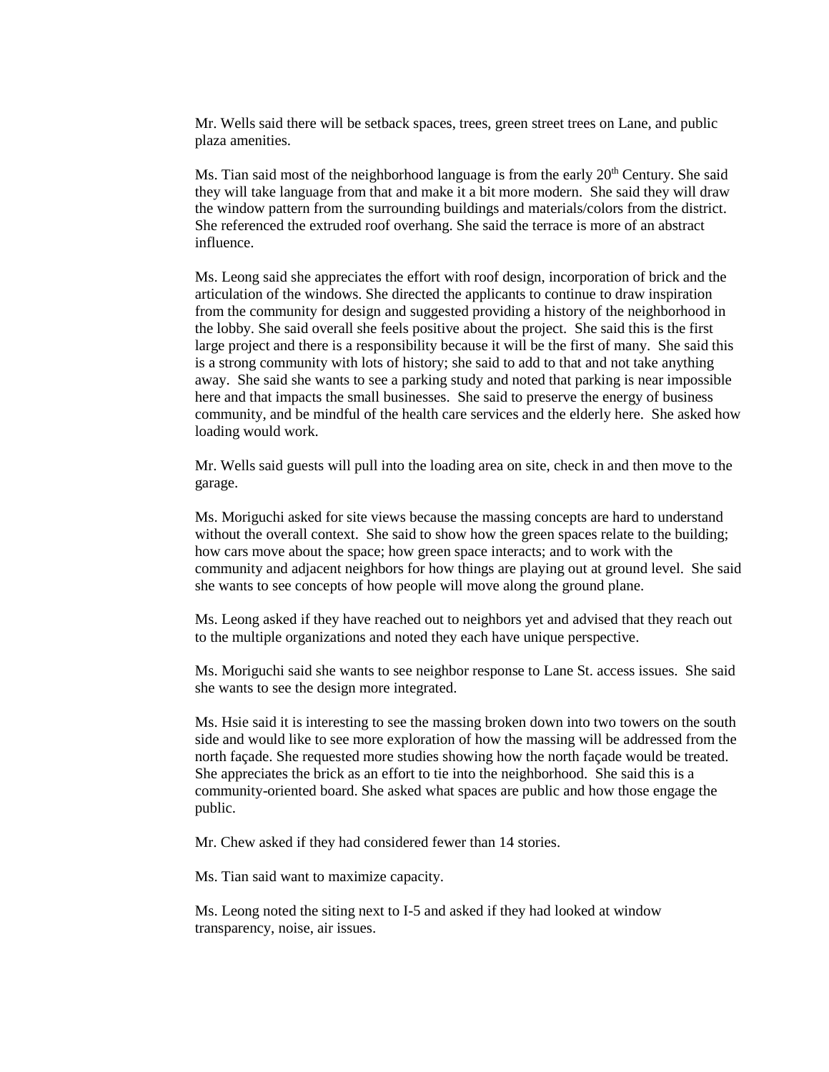Mr. Wells said there will be setback spaces, trees, green street trees on Lane, and public plaza amenities.

Ms. Tian said most of the neighborhood language is from the early 20th Century. She said they will take language from that and make it a bit more modern. She said they will draw the window pattern from the surrounding buildings and materials/colors from the district. She referenced the extruded roof overhang. She said the terrace is more of an abstract influence.

Ms. Leong said she appreciates the effort with roof design, incorporation of brick and the articulation of the windows. She directed the applicants to continue to draw inspiration from the community for design and suggested providing a history of the neighborhood in the lobby. She said overall she feels positive about the project. She said this is the first large project and there is a responsibility because it will be the first of many. She said this is a strong community with lots of history; she said to add to that and not take anything away. She said she wants to see a parking study and noted that parking is near impossible here and that impacts the small businesses. She said to preserve the energy of business community, and be mindful of the health care services and the elderly here. She asked how loading would work.

Mr. Wells said guests will pull into the loading area on site, check in and then move to the garage.

Ms. Moriguchi asked for site views because the massing concepts are hard to understand without the overall context. She said to show how the green spaces relate to the building; how cars move about the space; how green space interacts; and to work with the community and adjacent neighbors for how things are playing out at ground level. She said she wants to see concepts of how people will move along the ground plane.

Ms. Leong asked if they have reached out to neighbors yet and advised that they reach out to the multiple organizations and noted they each have unique perspective.

Ms. Moriguchi said she wants to see neighbor response to Lane St. access issues. She said she wants to see the design more integrated.

Ms. Hsie said it is interesting to see the massing broken down into two towers on the south side and would like to see more exploration of how the massing will be addressed from the north façade. She requested more studies showing how the north façade would be treated. She appreciates the brick as an effort to tie into the neighborhood. She said this is a community-oriented board. She asked what spaces are public and how those engage the public.

Mr. Chew asked if they had considered fewer than 14 stories.

Ms. Tian said want to maximize capacity.

Ms. Leong noted the siting next to I-5 and asked if they had looked at window transparency, noise, air issues.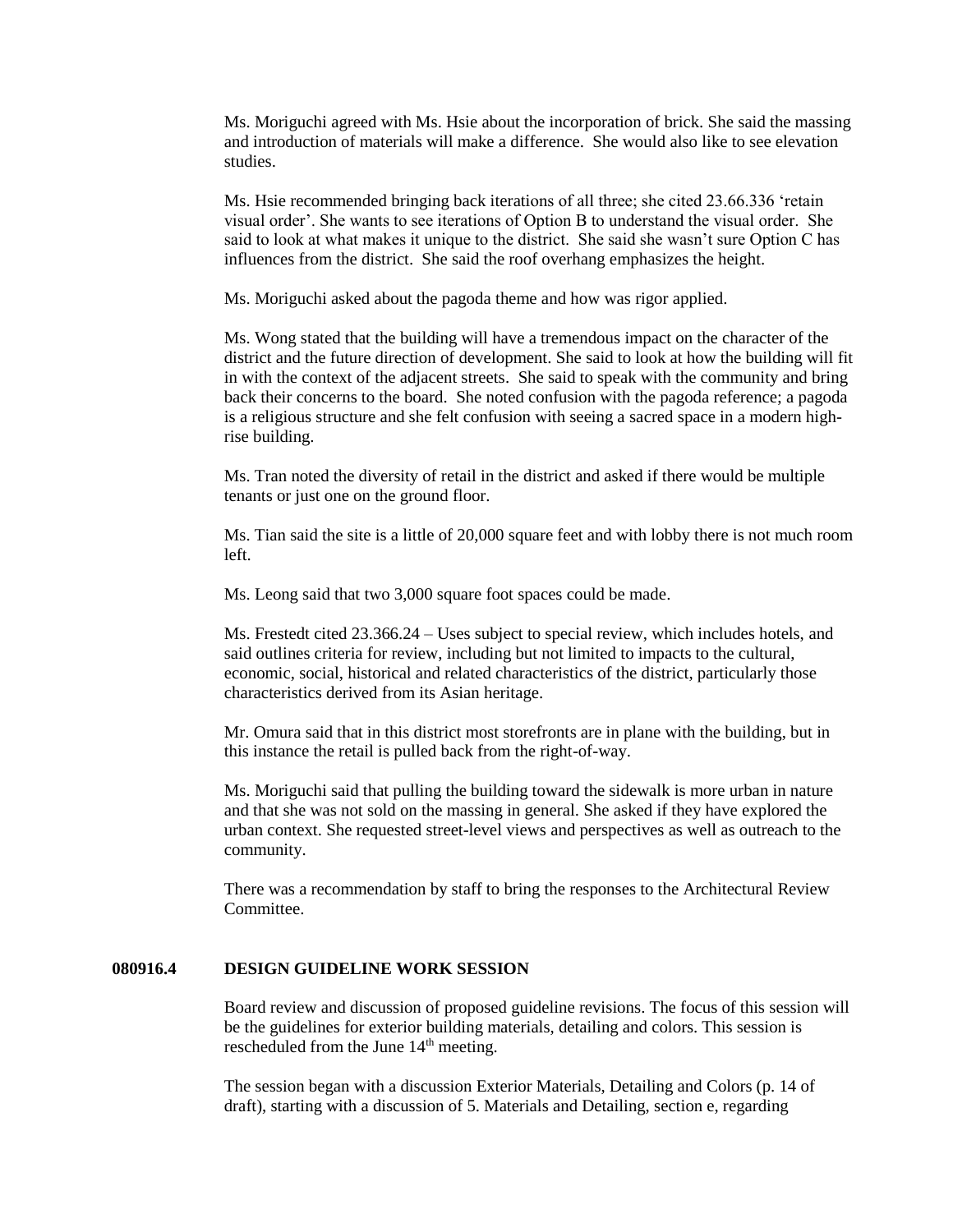Ms. Moriguchi agreed with Ms. Hsie about the incorporation of brick. She said the massing and introduction of materials will make a difference. She would also like to see elevation studies.

Ms. Hsie recommended bringing back iterations of all three; she cited 23.66.336 'retain visual order'. She wants to see iterations of Option B to understand the visual order. She said to look at what makes it unique to the district. She said she wasn't sure Option C has influences from the district. She said the roof overhang emphasizes the height.

Ms. Moriguchi asked about the pagoda theme and how was rigor applied.

Ms. Wong stated that the building will have a tremendous impact on the character of the district and the future direction of development. She said to look at how the building will fit in with the context of the adjacent streets. She said to speak with the community and bring back their concerns to the board. She noted confusion with the pagoda reference; a pagoda is a religious structure and she felt confusion with seeing a sacred space in a modern high-rise building.

Ms. Tran noted the diversity of retail in the district and asked if there would be multiple tenants or just one on the ground floor.

Ms. Tian said the site is a little of 20,000 square feet and with lobby there is not much room left.

Ms. Leong said that two 3,000 square foot spaces could be made.

Ms. Frestedt cited 23.366.24 – Uses subject to special review, which includes hotels, and said outlines criteria for review, including but not limited to impacts to the cultural, economic, social, historical and related characteristics of the district, particularly those characteristics derived from its Asian heritage.

Mr. Omura said that in this district most storefronts are in plane with the building, but in this instance the retail is pulled back from the right-of-way.

Ms. Moriguchi said that pulling the building toward the sidewalk is more urban in nature and that she was not sold on the massing in general. She asked if they have explored the urban context. She requested street-level views and perspectives as well as outreach to the community.

There was a recommendation by staff to bring the responses to the Architectural Review Committee.

## 080916.4 DESIGN GUIDELINE WORK SESSION

Board review and discussion of proposed guideline revisions. The focus of this session will be the guidelines for exterior building materials, detailing and colors. This session is rescheduled from the June 14th meeting.

The session began with a discussion Exterior Materials, Detailing and Colors (p. 14 of draft), starting with a discussion of 5. Materials and Detailing, section e, regarding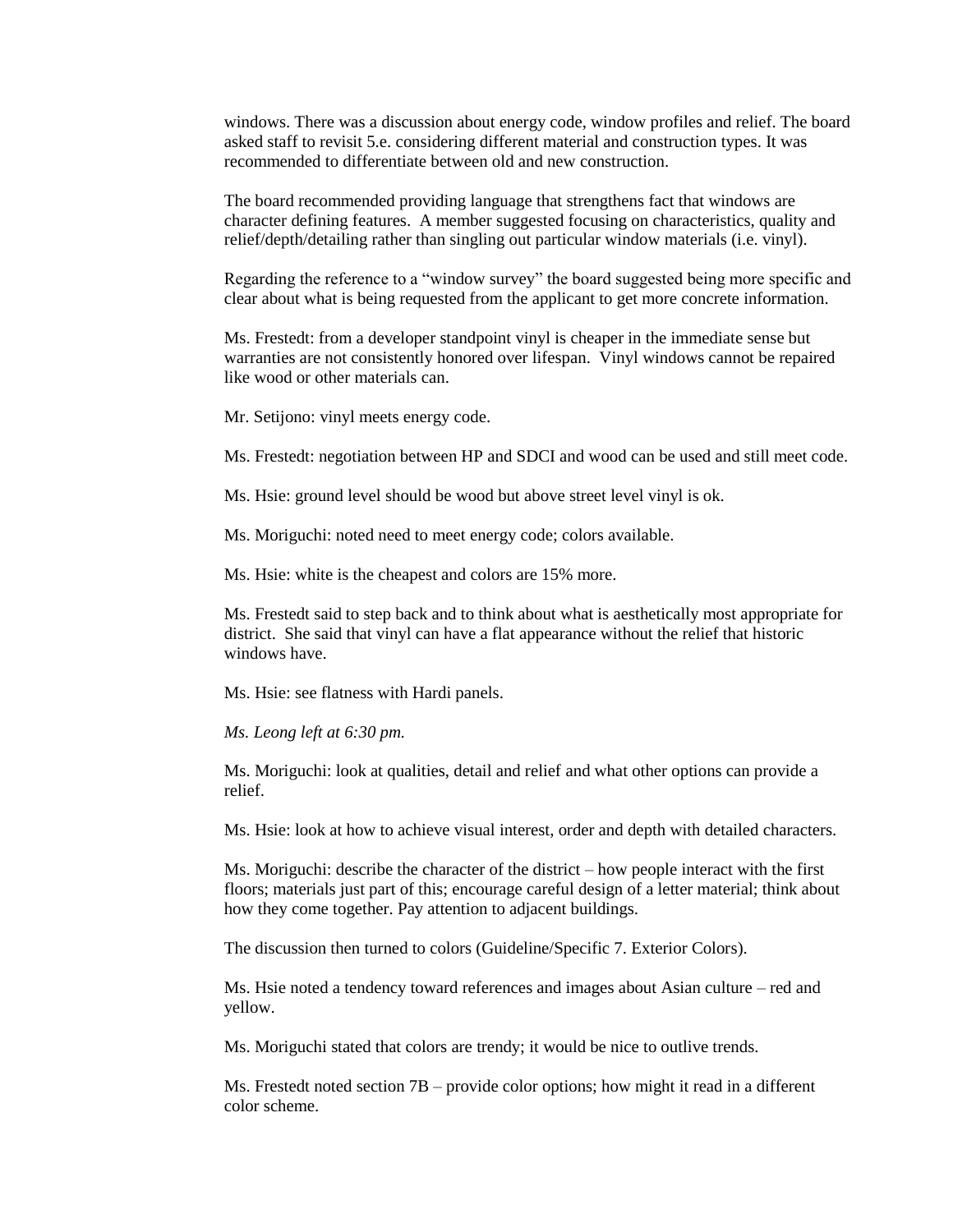windows. There was a discussion about energy code, window profiles and relief. The board asked staff to revisit 5.e. considering different material and construction types. It was recommended to differentiate between old and new construction.

The board recommended providing language that strengthens fact that windows are character defining features. A member suggested focusing on characteristics, quality and relief/depth/detailing rather than singling out particular window materials (i.e. vinyl).

Regarding the reference to a "window survey" the board suggested being more specific and clear about what is being requested from the applicant to get more concrete information.

Ms. Frestedt: from a developer standpoint vinyl is cheaper in the immediate sense but warranties are not consistently honored over lifespan. Vinyl windows cannot be repaired like wood or other materials can.

Mr. Setijono: vinyl meets energy code.

Ms. Frestedt: negotiation between HP and SDCI and wood can be used and still meet code.

Ms. Hsie: ground level should be wood but above street level vinyl is ok.

Ms. Moriguchi: noted need to meet energy code; colors available.

Ms. Hsie: white is the cheapest and colors are 15% more.

Ms. Frestedt said to step back and to think about what is aesthetically most appropriate for district. She said that vinyl can have a flat appearance without the relief that historic windows have.

Ms. Hsie: see flatness with Hardi panels.

*Ms. Leong left at 6:30 pm.*

Ms. Moriguchi: look at qualities, detail and relief and what other options can provide a relief.

Ms. Hsie: look at how to achieve visual interest, order and depth with detailed characters.

Ms. Moriguchi: describe the character of the district – how people interact with the first floors; materials just part of this; encourage careful design of a letter material; think about how they come together. Pay attention to adjacent buildings.

The discussion then turned to colors (Guideline/Specific 7. Exterior Colors).

Ms. Hsie noted a tendency toward references and images about Asian culture – red and yellow.

Ms. Moriguchi stated that colors are trendy; it would be nice to outlive trends.

Ms. Frestedt noted section 7B – provide color options; how might it read in a different color scheme.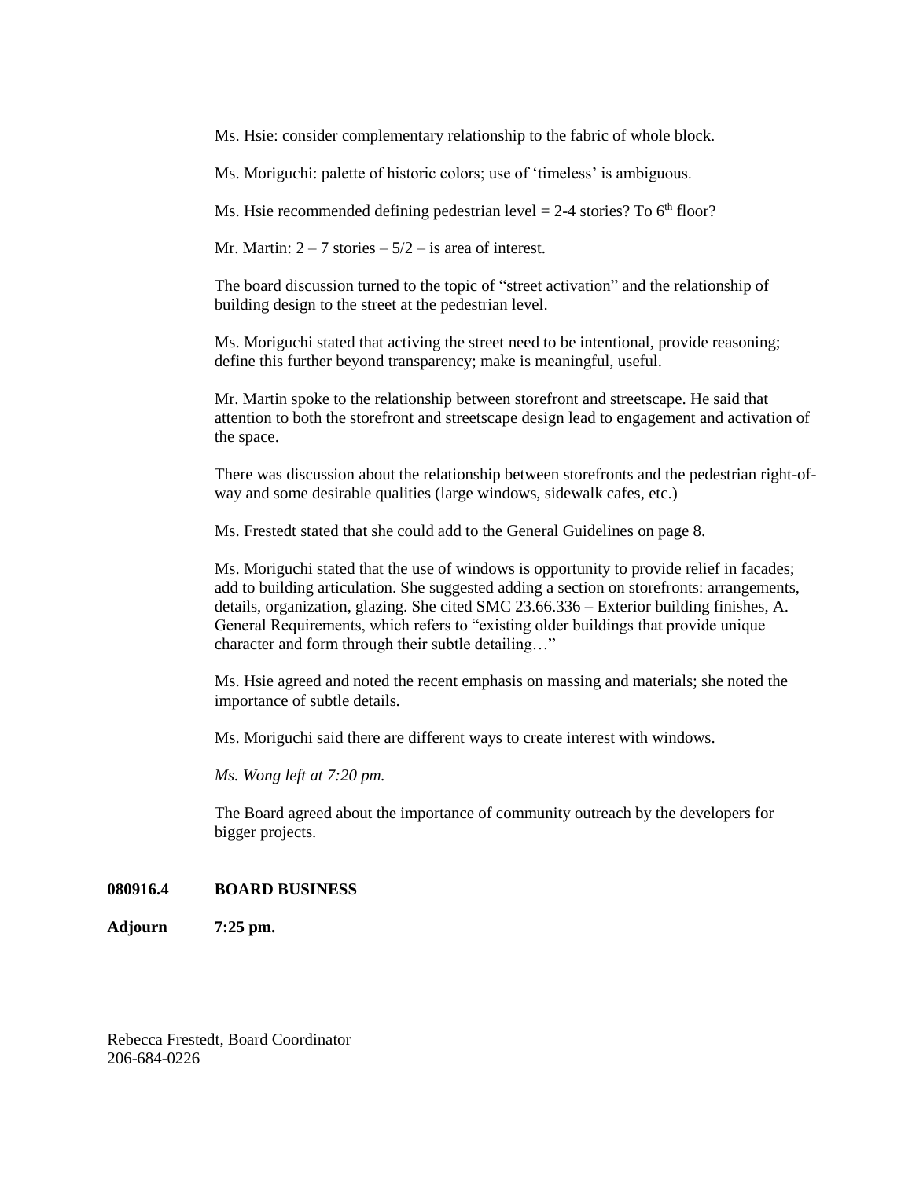Ms. Hsie: consider complementary relationship to the fabric of whole block.

Ms. Moriguchi: palette of historic colors; use of 'timeless' is ambiguous.

Ms. Hsie recommended defining pedestrian level = 2-4 stories? To 6th floor?

Mr. Martin: 2 – 7 stories – 5/2 – is area of interest.

The board discussion turned to the topic of "street activation" and the relationship of building design to the street at the pedestrian level.

Ms. Moriguchi stated that activing the street need to be intentional, provide reasoning; define this further beyond transparency; make is meaningful, useful.

Mr. Martin spoke to the relationship between storefront and streetscape. He said that attention to both the storefront and streetscape design lead to engagement and activation of the space.

There was discussion about the relationship between storefronts and the pedestrian right-of-way and some desirable qualities (large windows, sidewalk cafes, etc.)

Ms. Frestedt stated that she could add to the General Guidelines on page 8.

Ms. Moriguchi stated that the use of windows is opportunity to provide relief in facades; add to building articulation. She suggested adding a section on storefronts: arrangements, details, organization, glazing. She cited SMC 23.66.336 – Exterior building finishes, A. General Requirements, which refers to "existing older buildings that provide unique character and form through their subtle detailing…"

Ms. Hsie agreed and noted the recent emphasis on massing and materials; she noted the importance of subtle details.

Ms. Moriguchi said there are different ways to create interest with windows.

*Ms. Wong left at 7:20 pm.*

The Board agreed about the importance of community outreach by the developers for bigger projects.

**080916.4 BOARD BUSINESS**

**Adjourn 7:25 pm.**

Rebecca Frestedt, Board Coordinator
206-684-0226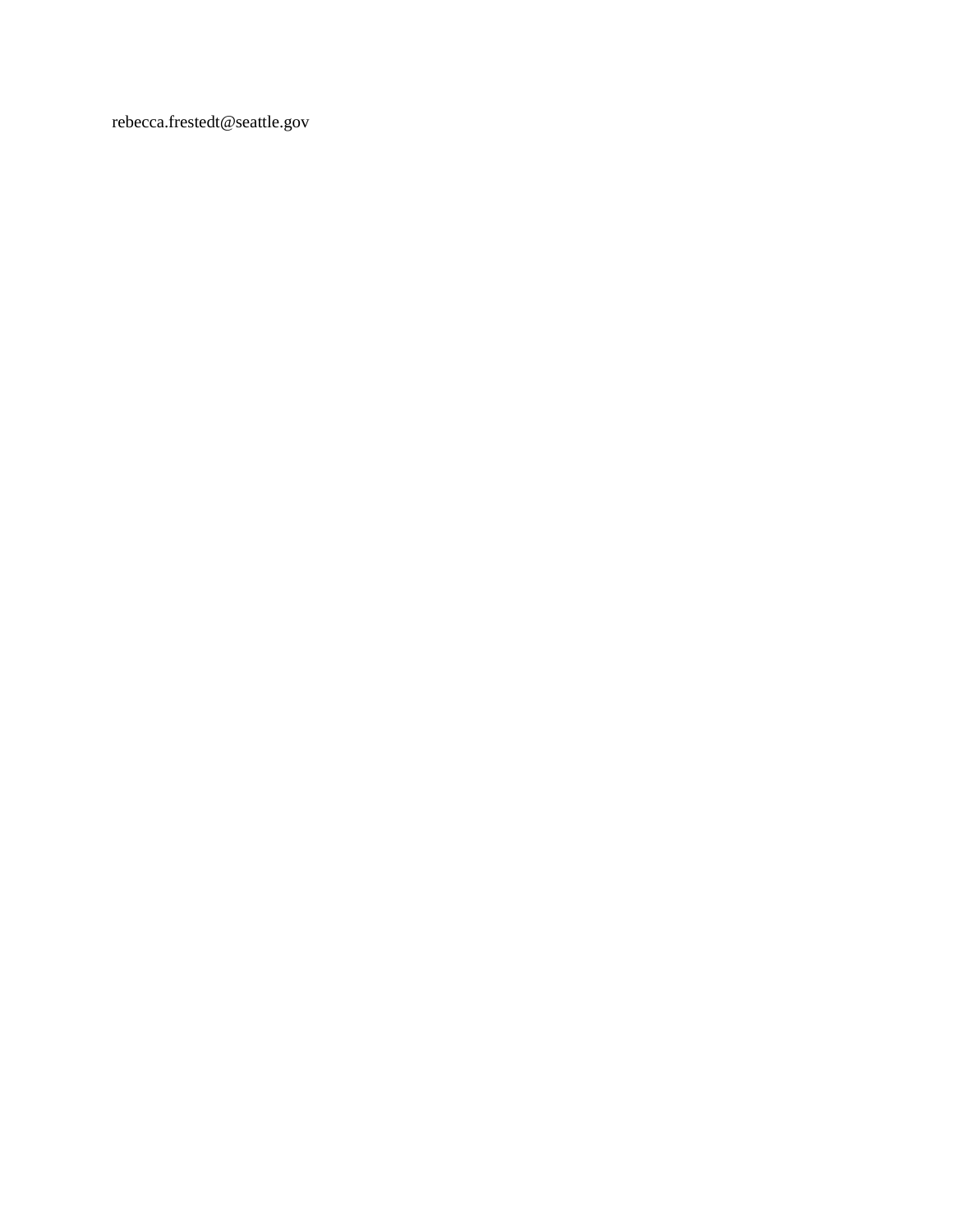rebecca.frestedt@seattle.gov